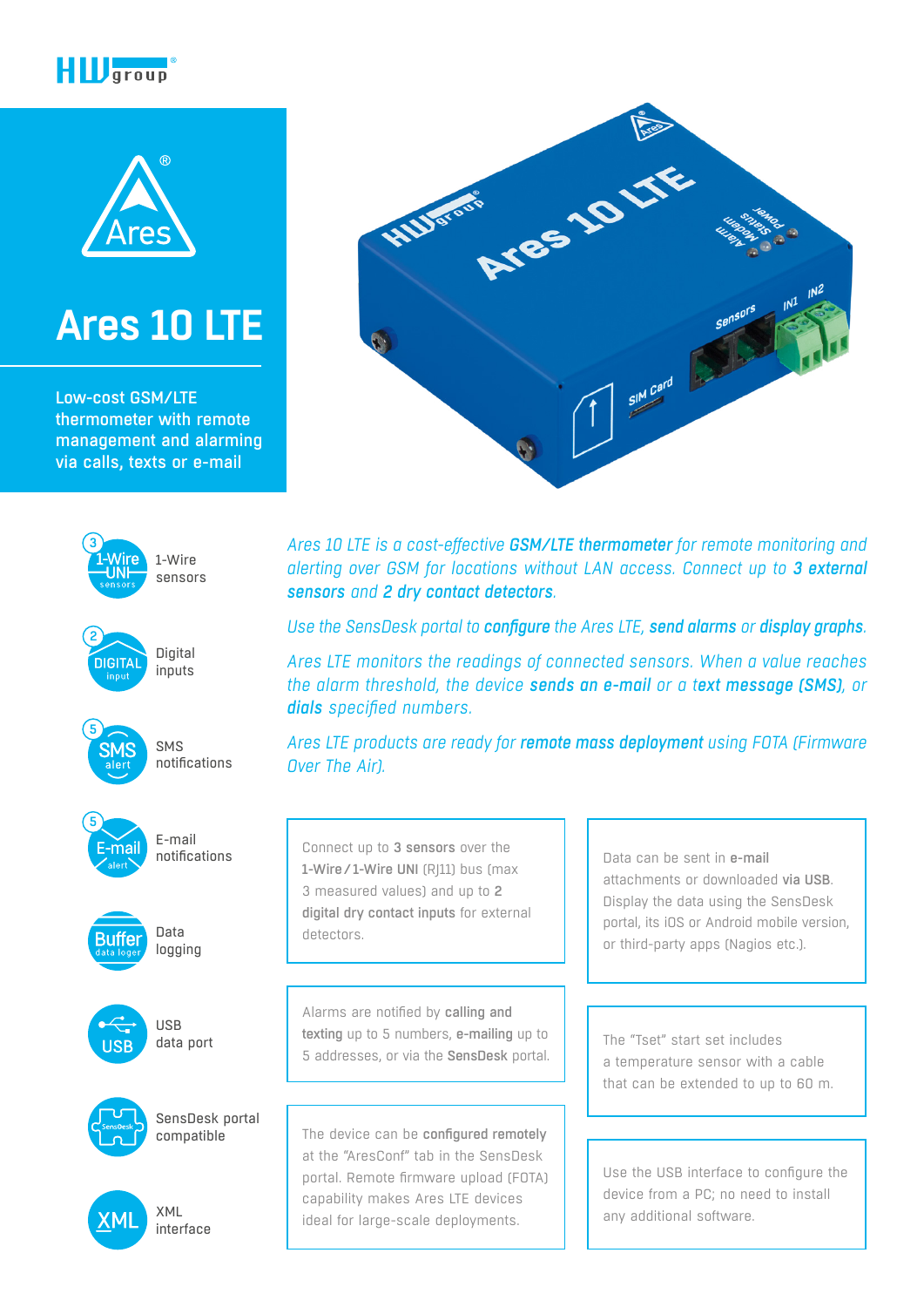# Ares 10 LTE

Low-cost GSM/LTE thermometer with remote management and alarming via calls, texts or e-mail

- 1-Wire sensors
- Digital inputs
- SMS notifications
- E-mail notifications
- Data logging
- USB data port
- SensDesk portal compatible
- XML interface

*Ares 10 LTE is a cost-effective **GSM/LTE thermometer** for remote monitoring and alerting over GSM for locations without LAN access. Connect up to **3 external sensors** and **2 dry contact detectors**.*

*Use the SensDesk portal to **configure** the Ares LTE, **send alarms** or **display graphs**.*

*Ares LTE monitors the readings of connected sensors. When a value reaches the alarm threshold, the device **sends an e-mail** or a **text message (SMS)**, or **dials** specified numbers.*

*Ares LTE products are ready for **remote mass deployment** using FOTA (Firmware Over The Air).*

Connect up to **3 sensors** over the **1-Wire / 1-Wire UNI** (RJ11) bus (max 3 measured values) and up to **2 digital dry contact inputs** for external detectors.

Alarms are notified by **calling and texting** up to 5 numbers, **e-mailing** up to 5 addresses, or via the **SensDesk** portal.

The device can be **configured remotely** at the "AresConf" tab in the SensDesk portal. Remote firmware upload (FOTA) capability makes Ares LTE devices ideal for large-scale deployments.

Data can be sent in **e-mail** attachments or downloaded **via USB**. Display the data using the SensDesk portal, its iOS or Android mobile version, or third-party apps (Nagios etc.).

The "Tset" start set includes a temperature sensor with a cable that can be extended to up to 60 m.

Use the USB interface to configure the device from a PC; no need to install any additional software.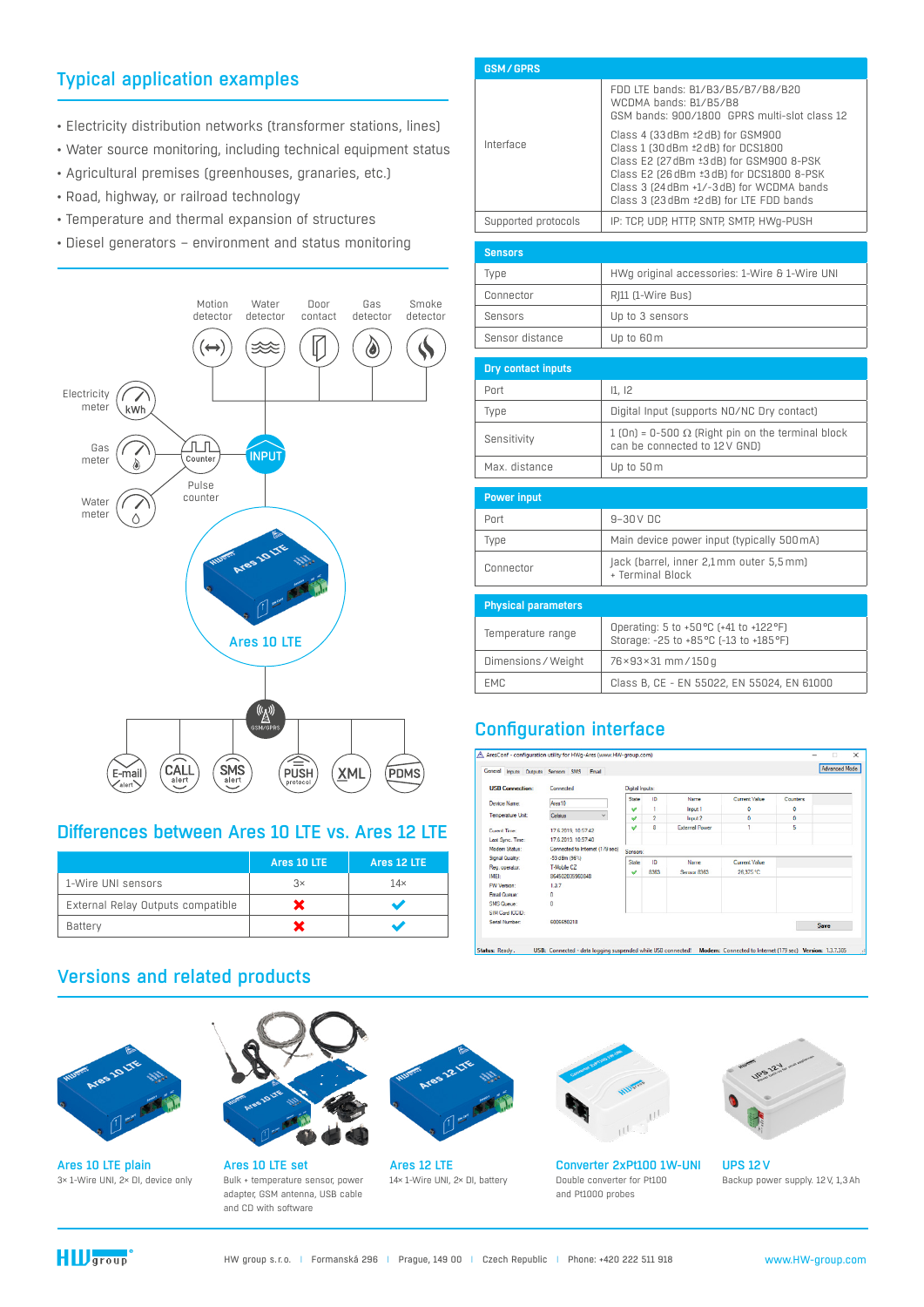## Typical application examples

- Electricity distribution networks (transformer stations, lines)
- Water source monitoring, including technical equipment status
- Agricultural premises (greenhouses, granaries, etc.)
- Road, highway, or railroad technology
- Temperature and thermal expansion of structures
- Diesel generators – environment and status monitoring

Motion detector
Water detector
Door contact
Gas detector
Smoke detector
Electricity meter
Gas meter
Water meter
Counter
Pulse counter
INPUT
Ares 10 LTE
GSM/GPRS
E-mail alert
CALL alert
SMS alert
PUSH protocol
XML
PDMS

## Differences between Ares 10 LTE vs. Ares 12 LTE

| | Ares 10 LTE | Ares 12 LTE |
|---|---|---|
| 1-Wire UNI sensors | 3× | 14× |
| External Relay Outputs compatible | ✗ | ✓ |
| Battery | ✗ | ✓ |

| GSM / GPRS | |
|---|---|
| Interface | FDD LTE bands: B1/B3/B5/B7/B8/B20<br>WCDMA bands: B1/B5/B8<br>GSM bands: 900/1800 GPRS multi-slot class 12<br>Class 4 (33 dBm ±2 dB) for GSM900<br>Class 1 (30 dBm ±2 dB) for DCS1800<br>Class E2 (27 dBm ±3 dB) for GSM900 8-PSK<br>Class E2 (26 dBm ±3 dB) for DCS1800 8-PSK<br>Class 3 (24 dBm +1/-3 dB) for WCDMA bands<br>Class 3 (23 dBm ±2 dB) for LTE FDD bands |
| Supported protocols | IP: TCP, UDP, HTTP, SNTP, SMTP, HWg-PUSH |

| Sensors | |
|---|---|
| Type | HWg original accessories: 1-Wire & 1-Wire UNI |
| Connector | RJ11 (1-Wire Bus) |
| Sensors | Up to 3 sensors |
| Sensor distance | Up to 60 m |

| Dry contact inputs | |
|---|---|
| Port | I1, I2 |
| Type | Digital Input (supports NO/NC Dry contact) |
| Sensitivity | 1 (On) = 0-500 Ω (Right pin on the terminal block can be connected to 12 V GND) |
| Max. distance | Up to 50 m |

| Power input | |
|---|---|
| Port | 9–30 V DC |
| Type | Main device power input (typically 500 mA) |
| Connector | Jack (barrel, inner 2,1 mm outer 5,5 mm) + Terminal Block |

| Physical parameters | |
|---|---|
| Temperature range | Operating: 5 to +50 °C (+41 to +122 °F)<br>Storage: -25 to +85 °C (-13 to +185 °F) |
| Dimensions / Weight | 76×93×31 mm / 150 g |
| EMC | Class B, CE - EN 55022, EN 55024, EN 61000 |

## Configuration interface

## Versions and related products

**Ares 10 LTE plain**
3× 1-Wire UNI, 2× DI, device only

**Ares 10 LTE set**
Bulk + temperature sensor, power adapter, GSM antenna, USB cable and CD with software

**Ares 12 LTE**
14× 1-Wire UNI, 2× DI, battery

**Converter 2xPt100 1W-UNI**
Double converter for Pt100 and Pt1000 probes

**UPS 12 V**
Backup power supply. 12 V, 1,3 Ah

HW group s.r.o. | Formanská 296 | Prague, 149 00 | Czech Republic | Phone: +420 222 511 918 www.HW-group.com